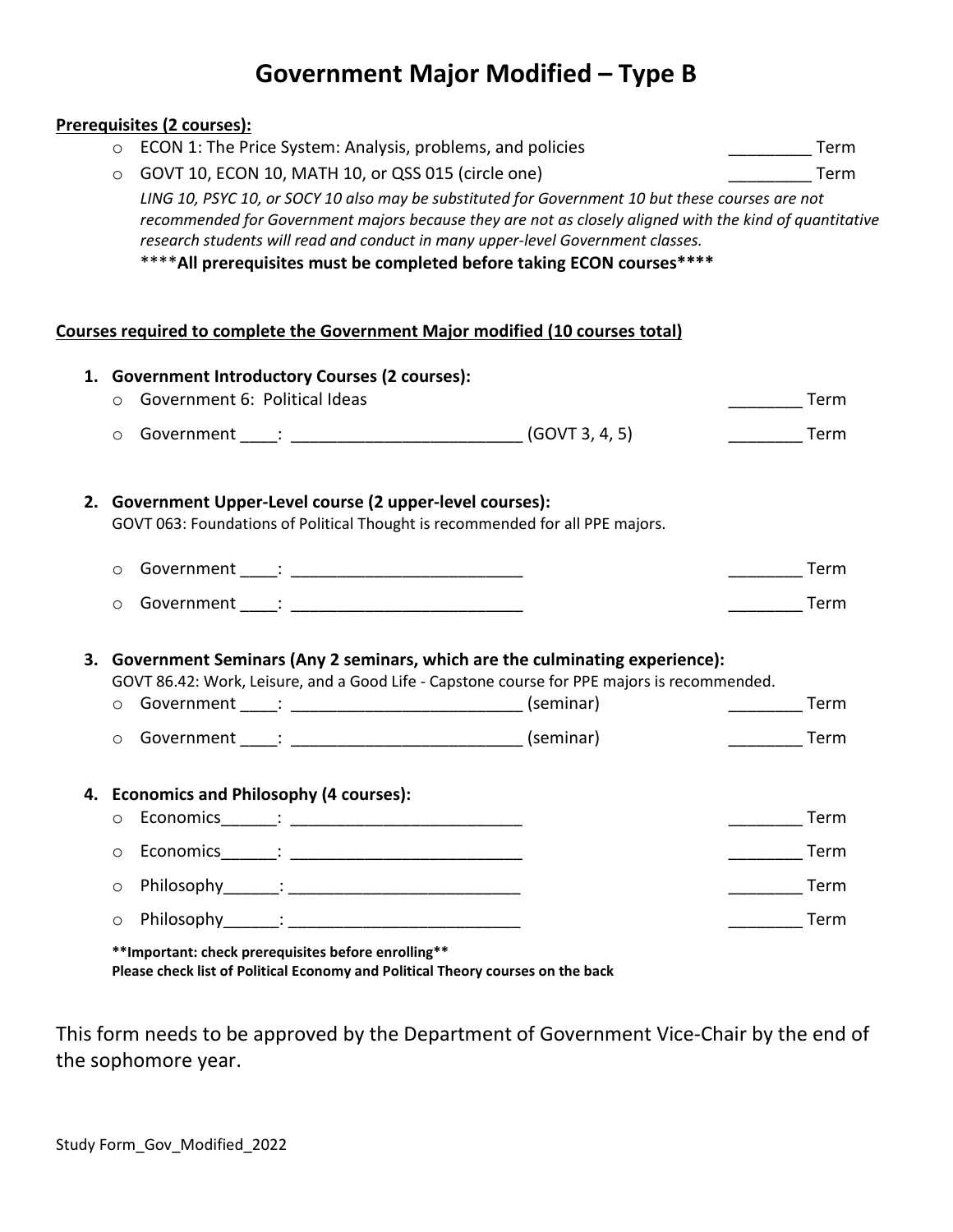# Government Major Modified – Type B

**Prerequisites (2 courses):**

- ECON 1: The Price System: Analysis, problems, and policies _________ Term
- GOVT 10, ECON 10, MATH 10, or QSS 015 (circle one) _________ Term

  *LING 10, PSYC 10, or SOCY 10 also may be substituted for Government 10 but these courses are not recommended for Government majors because they are not as closely aligned with the kind of quantitative research students will read and conduct in many upper-level Government classes.*

  ****All prerequisites must be completed before taking ECON courses****

**Courses required to complete the Government Major modified (10 courses total)**

1. **Government Introductory Courses (2 courses):**
   - Government 6: Political Ideas ________ Term
   - Government ____: _________________________ (GOVT 3, 4, 5) ________ Term

2. **Government Upper-Level course (2 upper-level courses):**

   GOVT 063: Foundations of Political Thought is recommended for all PPE majors.

   - Government ____: _________________________ ________ Term
   - Government ____: _________________________ ________ Term

3. **Government Seminars (Any 2 seminars, which are the culminating experience):**

   GOVT 86.42: Work, Leisure, and a Good Life - Capstone course for PPE majors is recommended.

   - Government ____: _________________________ (seminar) ________ Term
   - Government ____: _________________________ (seminar) ________ Term

4. **Economics and Philosophy (4 courses):**
   - Economics______: _________________________ ________ Term
   - Economics______: _________________________ ________ Term
   - Philosophy______: _________________________ ________ Term
   - Philosophy______: _________________________ ________ Term

   ****Important: check prerequisites before enrolling****

   **Please check list of Political Economy and Political Theory courses on the back**

This form needs to be approved by the Department of Government Vice-Chair by the end of the sophomore year.

Study Form_Gov_Modified_2022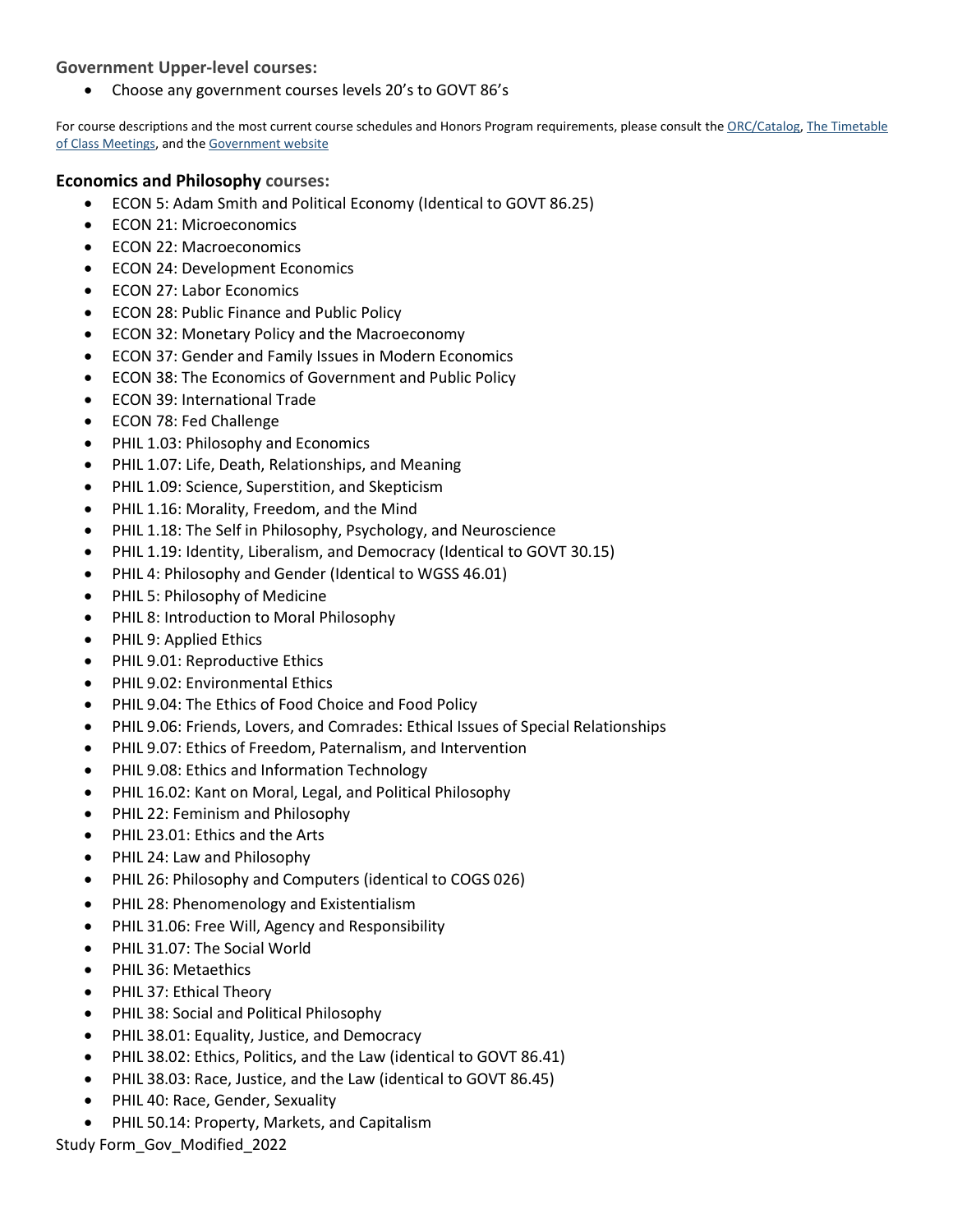### Government Upper-level courses:

- Choose any government courses levels 20's to GOVT 86's

For course descriptions and the most current course schedules and Honors Program requirements, please consult the ORC/Catalog, The Timetable of Class Meetings, and the Government website

### Economics and Philosophy courses:

- ECON 5: Adam Smith and Political Economy (Identical to GOVT 86.25)
- ECON 21: Microeconomics
- ECON 22: Macroeconomics
- ECON 24: Development Economics
- ECON 27: Labor Economics
- ECON 28: Public Finance and Public Policy
- ECON 32: Monetary Policy and the Macroeconomy
- ECON 37: Gender and Family Issues in Modern Economics
- ECON 38: The Economics of Government and Public Policy
- ECON 39: International Trade
- ECON 78: Fed Challenge
- PHIL 1.03: Philosophy and Economics
- PHIL 1.07: Life, Death, Relationships, and Meaning
- PHIL 1.09: Science, Superstition, and Skepticism
- PHIL 1.16: Morality, Freedom, and the Mind
- PHIL 1.18: The Self in Philosophy, Psychology, and Neuroscience
- PHIL 1.19: Identity, Liberalism, and Democracy (Identical to GOVT 30.15)
- PHIL 4: Philosophy and Gender (Identical to WGSS 46.01)
- PHIL 5: Philosophy of Medicine
- PHIL 8: Introduction to Moral Philosophy
- PHIL 9: Applied Ethics
- PHIL 9.01: Reproductive Ethics
- PHIL 9.02: Environmental Ethics
- PHIL 9.04: The Ethics of Food Choice and Food Policy
- PHIL 9.06: Friends, Lovers, and Comrades: Ethical Issues of Special Relationships
- PHIL 9.07: Ethics of Freedom, Paternalism, and Intervention
- PHIL 9.08: Ethics and Information Technology
- PHIL 16.02: Kant on Moral, Legal, and Political Philosophy
- PHIL 22: Feminism and Philosophy
- PHIL 23.01: Ethics and the Arts
- PHIL 24: Law and Philosophy
- PHIL 26: Philosophy and Computers (identical to COGS 026)
- PHIL 28: Phenomenology and Existentialism
- PHIL 31.06: Free Will, Agency and Responsibility
- PHIL 31.07: The Social World
- PHIL 36: Metaethics
- PHIL 37: Ethical Theory
- PHIL 38: Social and Political Philosophy
- PHIL 38.01: Equality, Justice, and Democracy
- PHIL 38.02: Ethics, Politics, and the Law (identical to GOVT 86.41)
- PHIL 38.03: Race, Justice, and the Law (identical to GOVT 86.45)
- PHIL 40: Race, Gender, Sexuality
- PHIL 50.14: Property, Markets, and Capitalism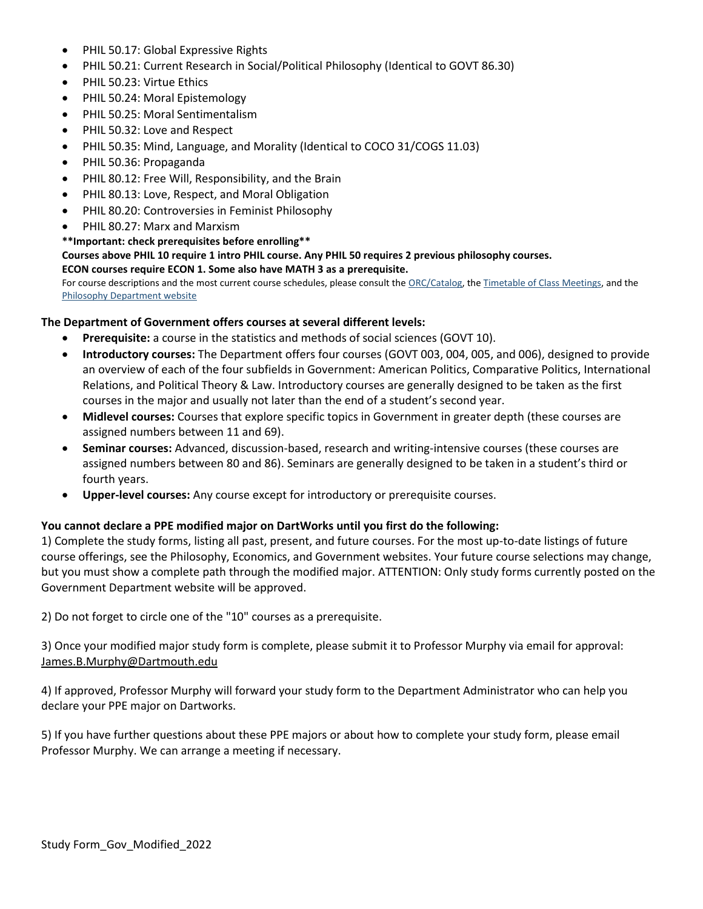- PHIL 50.17: Global Expressive Rights
- PHIL 50.21: Current Research in Social/Political Philosophy (Identical to GOVT 86.30)
- PHIL 50.23: Virtue Ethics
- PHIL 50.24: Moral Epistemology
- PHIL 50.25: Moral Sentimentalism
- PHIL 50.32: Love and Respect
- PHIL 50.35: Mind, Language, and Morality (Identical to COCO 31/COGS 11.03)
- PHIL 50.36: Propaganda
- PHIL 80.12: Free Will, Responsibility, and the Brain
- PHIL 80.13: Love, Respect, and Moral Obligation
- PHIL 80.20: Controversies in Feminist Philosophy
- PHIL 80.27: Marx and Marxism

****Important: check prerequisites before enrolling****

**Courses above PHIL 10 require 1 intro PHIL course. Any PHIL 50 requires 2 previous philosophy courses.**

**ECON courses require ECON 1. Some also have MATH 3 as a prerequisite.**

For course descriptions and the most current course schedules, please consult the ORC/Catalog, the Timetable of Class Meetings, and the Philosophy Department website

**The Department of Government offers courses at several different levels:**

- **Prerequisite:** a course in the statistics and methods of social sciences (GOVT 10).
- **Introductory courses:** The Department offers four courses (GOVT 003, 004, 005, and 006), designed to provide an overview of each of the four subfields in Government: American Politics, Comparative Politics, International Relations, and Political Theory & Law. Introductory courses are generally designed to be taken as the first courses in the major and usually not later than the end of a student's second year.
- **Midlevel courses:** Courses that explore specific topics in Government in greater depth (these courses are assigned numbers between 11 and 69).
- **Seminar courses:** Advanced, discussion-based, research and writing-intensive courses (these courses are assigned numbers between 80 and 86). Seminars are generally designed to be taken in a student's third or fourth years.
- **Upper-level courses:** Any course except for introductory or prerequisite courses.

**You cannot declare a PPE modified major on DartWorks until you first do the following:**

1) Complete the study forms, listing all past, present, and future courses. For the most up-to-date listings of future course offerings, see the Philosophy, Economics, and Government websites. Your future course selections may change, but you must show a complete path through the modified major. ATTENTION: Only study forms currently posted on the Government Department website will be approved.

2) Do not forget to circle one of the "10" courses as a prerequisite.

3) Once your modified major study form is complete, please submit it to Professor Murphy via email for approval: James.B.Murphy@Dartmouth.edu

4) If approved, Professor Murphy will forward your study form to the Department Administrator who can help you declare your PPE major on Dartworks.

5) If you have further questions about these PPE majors or about how to complete your study form, please email Professor Murphy. We can arrange a meeting if necessary.